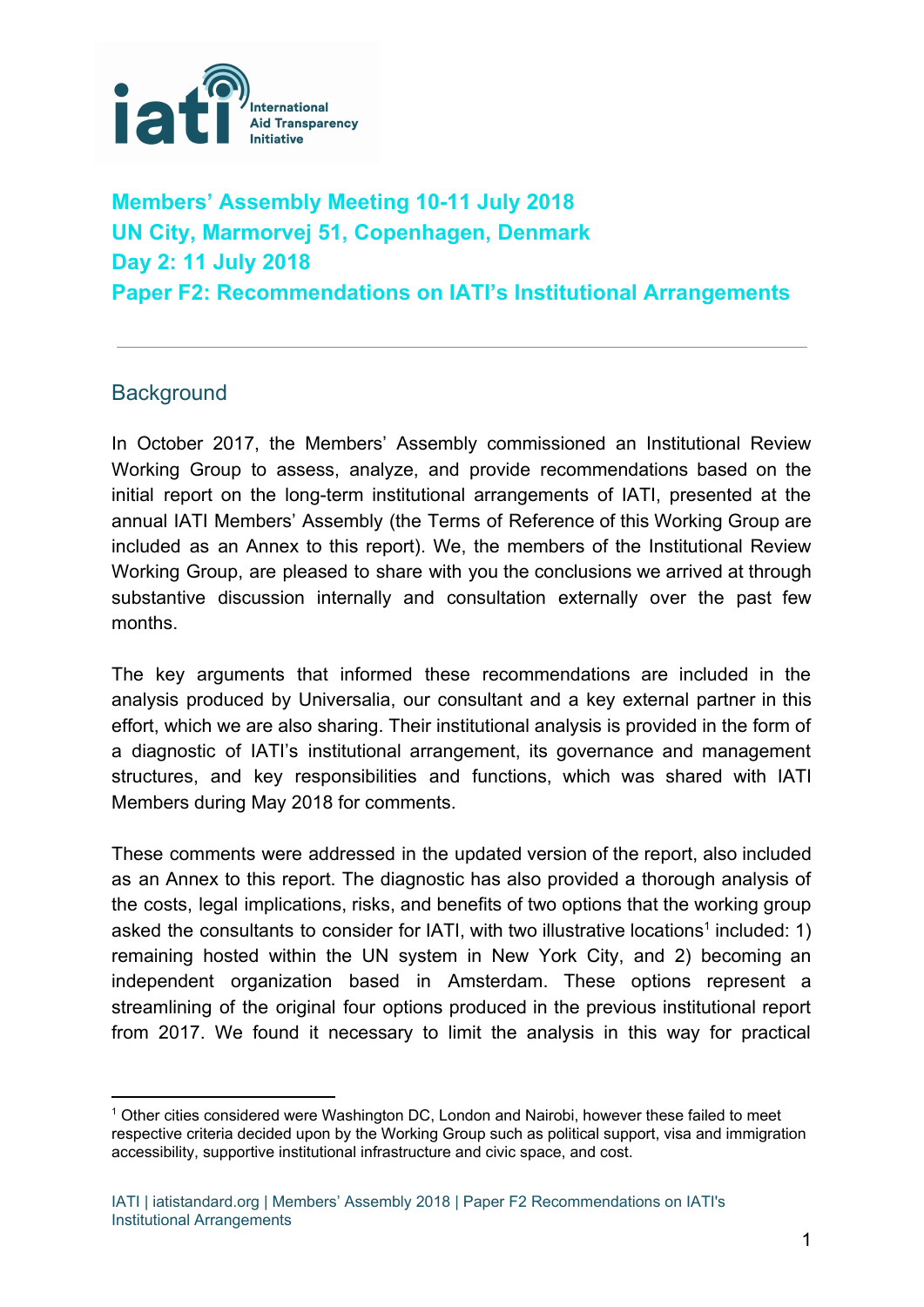# Members' Assembly Meeting 10-11 July 2018
# UN City, Marmorvej 51, Copenhagen, Denmark
# Day 2: 11 July 2018
# Paper F2: Recommendations on IATI's Institutional Arrangements

---

## Background

In October 2017, the Members' Assembly commissioned an Institutional Review Working Group to assess, analyze, and provide recommendations based on the initial report on the long-term institutional arrangements of IATI, presented at the annual IATI Members' Assembly (the Terms of Reference of this Working Group are included as an Annex to this report). We, the members of the Institutional Review Working Group, are pleased to share with you the conclusions we arrived at through substantive discussion internally and consultation externally over the past few months.

The key arguments that informed these recommendations are included in the analysis produced by Universalia, our consultant and a key external partner in this effort, which we are also sharing. Their institutional analysis is provided in the form of a diagnostic of IATI's institutional arrangement, its governance and management structures, and key responsibilities and functions, which was shared with IATI Members during May 2018 for comments.

These comments were addressed in the updated version of the report, also included as an Annex to this report. The diagnostic has also provided a thorough analysis of the costs, legal implications, risks, and benefits of two options that the working group asked the consultants to consider for IATI, with two illustrative locations[1] included: 1) remaining hosted within the UN system in New York City, and 2) becoming an independent organization based in Amsterdam. These options represent a streamlining of the original four options produced in the previous institutional report from 2017. We found it necessary to limit the analysis in this way for practical

---

[1] Other cities considered were Washington DC, London and Nairobi, however these failed to meet respective criteria decided upon by the Working Group such as political support, visa and immigration accessibility, supportive institutional infrastructure and civic space, and cost.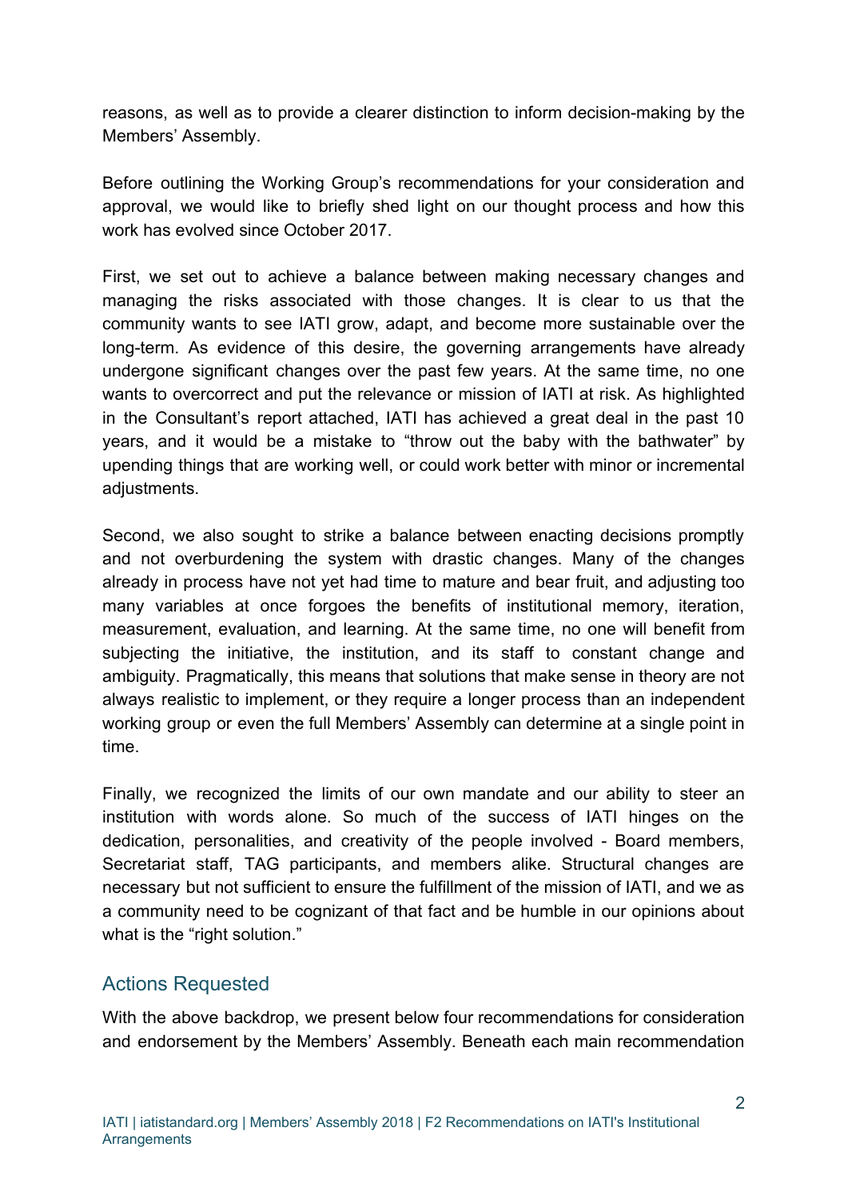reasons, as well as to provide a clearer distinction to inform decision-making by the Members' Assembly.

Before outlining the Working Group's recommendations for your consideration and approval, we would like to briefly shed light on our thought process and how this work has evolved since October 2017.

First, we set out to achieve a balance between making necessary changes and managing the risks associated with those changes. It is clear to us that the community wants to see IATI grow, adapt, and become more sustainable over the long-term. As evidence of this desire, the governing arrangements have already undergone significant changes over the past few years. At the same time, no one wants to overcorrect and put the relevance or mission of IATI at risk. As highlighted in the Consultant's report attached, IATI has achieved a great deal in the past 10 years, and it would be a mistake to "throw out the baby with the bathwater" by upending things that are working well, or could work better with minor or incremental adjustments.

Second, we also sought to strike a balance between enacting decisions promptly and not overburdening the system with drastic changes. Many of the changes already in process have not yet had time to mature and bear fruit, and adjusting too many variables at once forgoes the benefits of institutional memory, iteration, measurement, evaluation, and learning. At the same time, no one will benefit from subjecting the initiative, the institution, and its staff to constant change and ambiguity. Pragmatically, this means that solutions that make sense in theory are not always realistic to implement, or they require a longer process than an independent working group or even the full Members' Assembly can determine at a single point in time.

Finally, we recognized the limits of our own mandate and our ability to steer an institution with words alone. So much of the success of IATI hinges on the dedication, personalities, and creativity of the people involved - Board members, Secretariat staff, TAG participants, and members alike. Structural changes are necessary but not sufficient to ensure the fulfillment of the mission of IATI, and we as a community need to be cognizant of that fact and be humble in our opinions about what is the "right solution."

## Actions Requested

With the above backdrop, we present below four recommendations for consideration and endorsement by the Members' Assembly. Beneath each main recommendation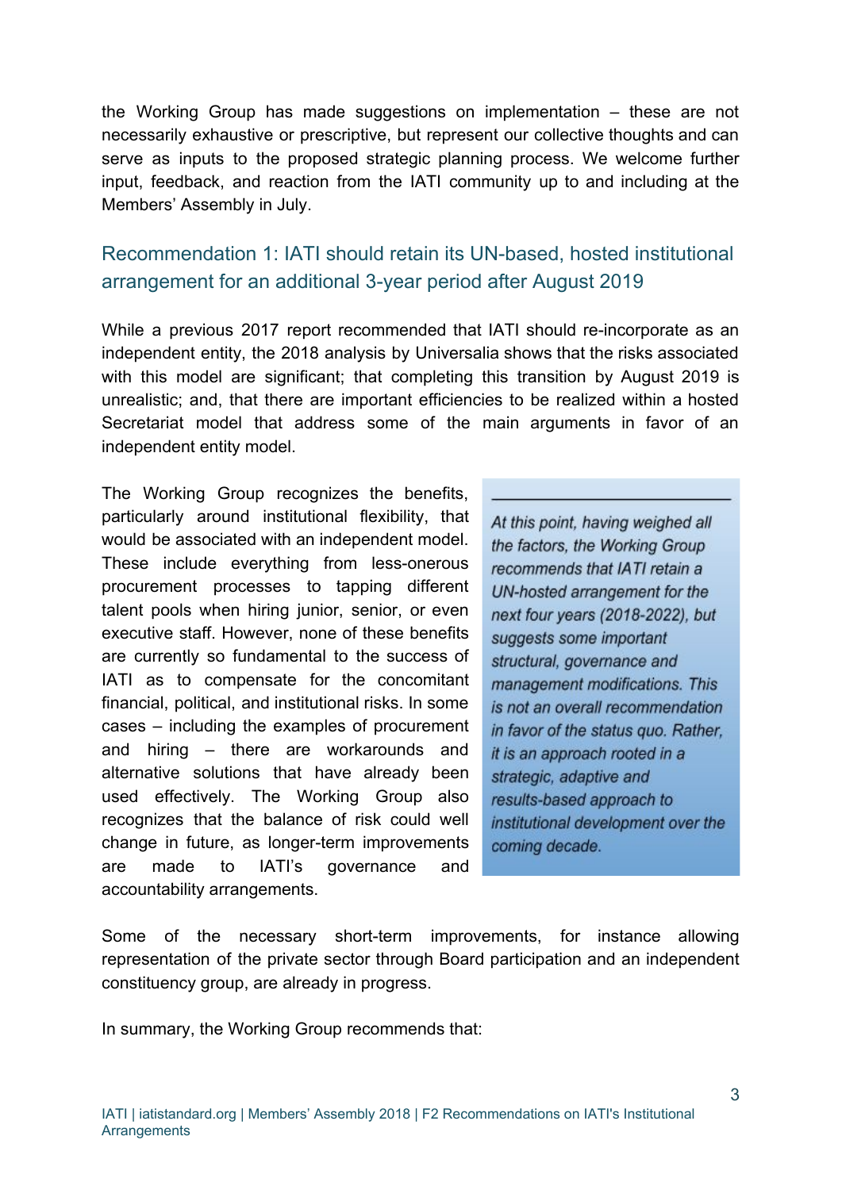the Working Group has made suggestions on implementation – these are not necessarily exhaustive or prescriptive, but represent our collective thoughts and can serve as inputs to the proposed strategic planning process. We welcome further input, feedback, and reaction from the IATI community up to and including at the Members' Assembly in July.

## Recommendation 1: IATI should retain its UN-based, hosted institutional arrangement for an additional 3-year period after August 2019

While a previous 2017 report recommended that IATI should re-incorporate as an independent entity, the 2018 analysis by Universalia shows that the risks associated with this model are significant; that completing this transition by August 2019 is unrealistic; and, that there are important efficiencies to be realized within a hosted Secretariat model that address some of the main arguments in favor of an independent entity model.

The Working Group recognizes the benefits, particularly around institutional flexibility, that would be associated with an independent model. These include everything from less-onerous procurement processes to tapping different talent pools when hiring junior, senior, or even executive staff. However, none of these benefits are currently so fundamental to the success of IATI as to compensate for the concomitant financial, political, and institutional risks. In some cases – including the examples of procurement and hiring – there are workarounds and alternative solutions that have already been used effectively. The Working Group also recognizes that the balance of risk could well change in future, as longer-term improvements are made to IATI's governance and accountability arrangements.

> *At this point, having weighed all the factors, the Working Group recommends that IATI retain a UN-hosted arrangement for the next four years (2018-2022), but suggests some important structural, governance and management modifications. This is not an overall recommendation in favor of the status quo. Rather, it is an approach rooted in a strategic, adaptive and results-based approach to institutional development over the coming decade.*

Some of the necessary short-term improvements, for instance allowing representation of the private sector through Board participation and an independent constituency group, are already in progress.

In summary, the Working Group recommends that: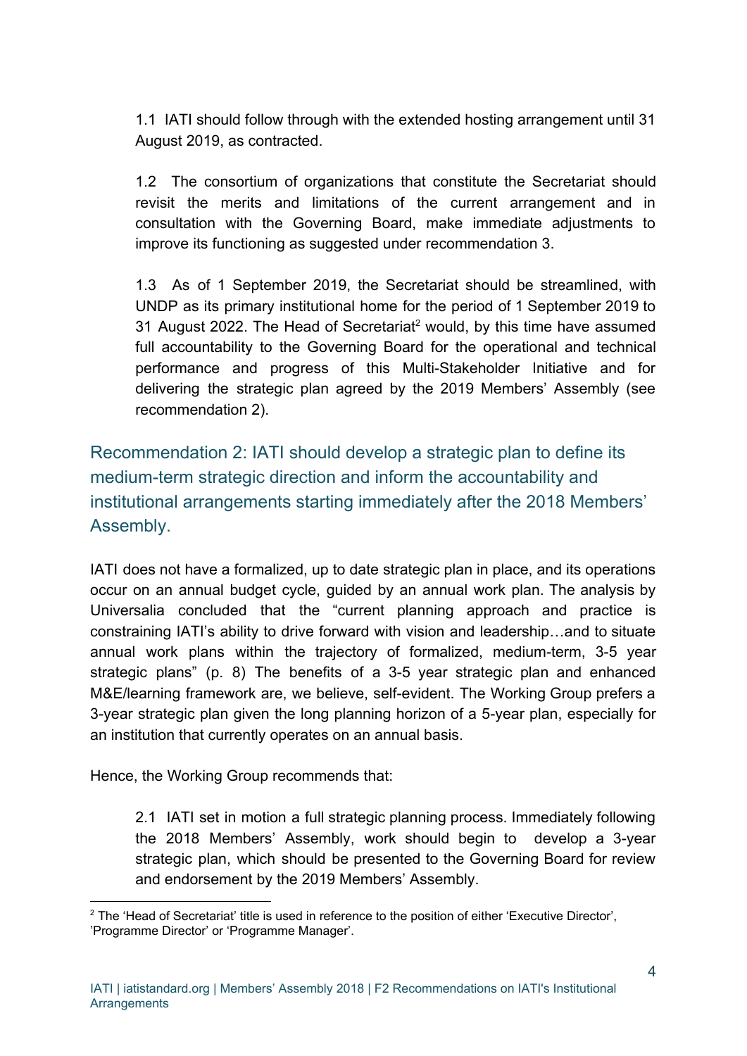1.1 IATI should follow through with the extended hosting arrangement until 31 August 2019, as contracted.

1.2 The consortium of organizations that constitute the Secretariat should revisit the merits and limitations of the current arrangement and in consultation with the Governing Board, make immediate adjustments to improve its functioning as suggested under recommendation 3.

1.3 As of 1 September 2019, the Secretariat should be streamlined, with UNDP as its primary institutional home for the period of 1 September 2019 to 31 August 2022. The Head of Secretariat[2] would, by this time have assumed full accountability to the Governing Board for the operational and technical performance and progress of this Multi-Stakeholder Initiative and for delivering the strategic plan agreed by the 2019 Members' Assembly (see recommendation 2).

## Recommendation 2: IATI should develop a strategic plan to define its medium-term strategic direction and inform the accountability and institutional arrangements starting immediately after the 2018 Members' Assembly.

IATI does not have a formalized, up to date strategic plan in place, and its operations occur on an annual budget cycle, guided by an annual work plan. The analysis by Universalia concluded that the "current planning approach and practice is constraining IATI's ability to drive forward with vision and leadership…and to situate annual work plans within the trajectory of formalized, medium-term, 3-5 year strategic plans" (p. 8) The benefits of a 3-5 year strategic plan and enhanced M&E/learning framework are, we believe, self-evident. The Working Group prefers a 3-year strategic plan given the long planning horizon of a 5-year plan, especially for an institution that currently operates on an annual basis.

Hence, the Working Group recommends that:

2.1 IATI set in motion a full strategic planning process. Immediately following the 2018 Members' Assembly, work should begin to develop a 3-year strategic plan, which should be presented to the Governing Board for review and endorsement by the 2019 Members' Assembly.

[2] The 'Head of Secretariat' title is used in reference to the position of either 'Executive Director', 'Programme Director' or 'Programme Manager'.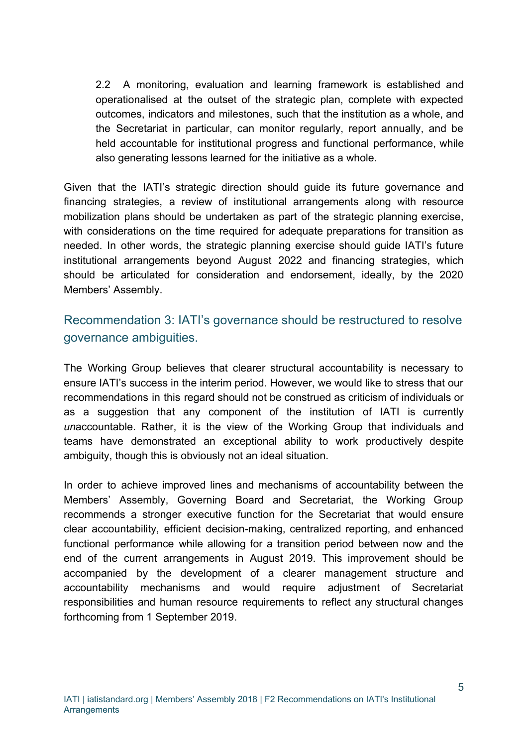2.2 A monitoring, evaluation and learning framework is established and operationalised at the outset of the strategic plan, complete with expected outcomes, indicators and milestones, such that the institution as a whole, and the Secretariat in particular, can monitor regularly, report annually, and be held accountable for institutional progress and functional performance, while also generating lessons learned for the initiative as a whole.

Given that the IATI's strategic direction should guide its future governance and financing strategies, a review of institutional arrangements along with resource mobilization plans should be undertaken as part of the strategic planning exercise, with considerations on the time required for adequate preparations for transition as needed. In other words, the strategic planning exercise should guide IATI's future institutional arrangements beyond August 2022 and financing strategies, which should be articulated for consideration and endorsement, ideally, by the 2020 Members' Assembly.

## Recommendation 3: IATI's governance should be restructured to resolve governance ambiguities.

The Working Group believes that clearer structural accountability is necessary to ensure IATI's success in the interim period. However, we would like to stress that our recommendations in this regard should not be construed as criticism of individuals or as a suggestion that any component of the institution of IATI is currently *un*accountable. Rather, it is the view of the Working Group that individuals and teams have demonstrated an exceptional ability to work productively despite ambiguity, though this is obviously not an ideal situation.

In order to achieve improved lines and mechanisms of accountability between the Members' Assembly, Governing Board and Secretariat, the Working Group recommends a stronger executive function for the Secretariat that would ensure clear accountability, efficient decision-making, centralized reporting, and enhanced functional performance while allowing for a transition period between now and the end of the current arrangements in August 2019. This improvement should be accompanied by the development of a clearer management structure and accountability mechanisms and would require adjustment of Secretariat responsibilities and human resource requirements to reflect any structural changes forthcoming from 1 September 2019.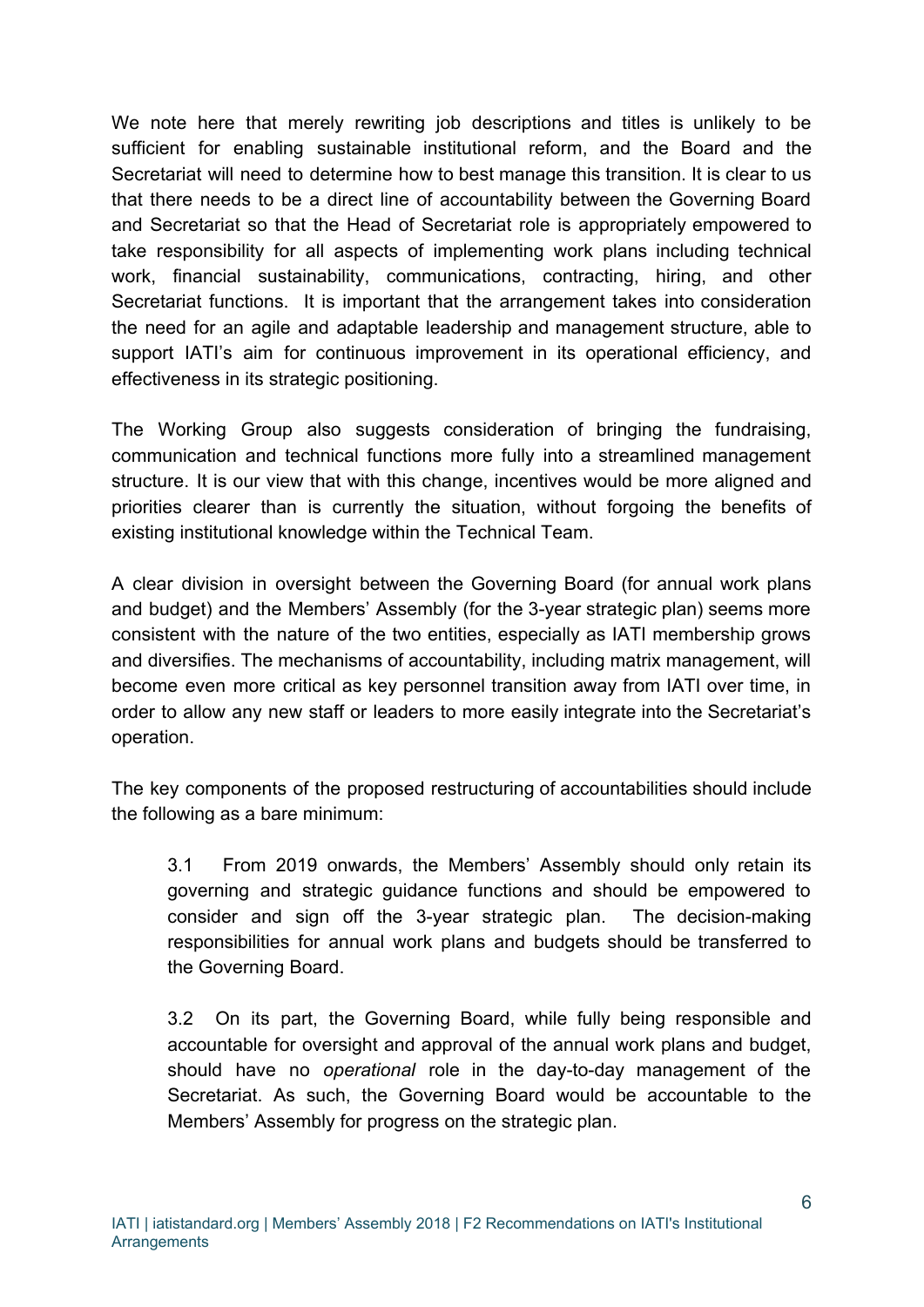We note here that merely rewriting job descriptions and titles is unlikely to be sufficient for enabling sustainable institutional reform, and the Board and the Secretariat will need to determine how to best manage this transition. It is clear to us that there needs to be a direct line of accountability between the Governing Board and Secretariat so that the Head of Secretariat role is appropriately empowered to take responsibility for all aspects of implementing work plans including technical work, financial sustainability, communications, contracting, hiring, and other Secretariat functions. It is important that the arrangement takes into consideration the need for an agile and adaptable leadership and management structure, able to support IATI's aim for continuous improvement in its operational efficiency, and effectiveness in its strategic positioning.

The Working Group also suggests consideration of bringing the fundraising, communication and technical functions more fully into a streamlined management structure. It is our view that with this change, incentives would be more aligned and priorities clearer than is currently the situation, without forgoing the benefits of existing institutional knowledge within the Technical Team.

A clear division in oversight between the Governing Board (for annual work plans and budget) and the Members' Assembly (for the 3-year strategic plan) seems more consistent with the nature of the two entities, especially as IATI membership grows and diversifies. The mechanisms of accountability, including matrix management, will become even more critical as key personnel transition away from IATI over time, in order to allow any new staff or leaders to more easily integrate into the Secretariat's operation.

The key components of the proposed restructuring of accountabilities should include the following as a bare minimum:

> 3.1 From 2019 onwards, the Members' Assembly should only retain its governing and strategic guidance functions and should be empowered to consider and sign off the 3-year strategic plan. The decision-making responsibilities for annual work plans and budgets should be transferred to the Governing Board.
>
> 3.2 On its part, the Governing Board, while fully being responsible and accountable for oversight and approval of the annual work plans and budget, should have no *operational* role in the day-to-day management of the Secretariat. As such, the Governing Board would be accountable to the Members' Assembly for progress on the strategic plan.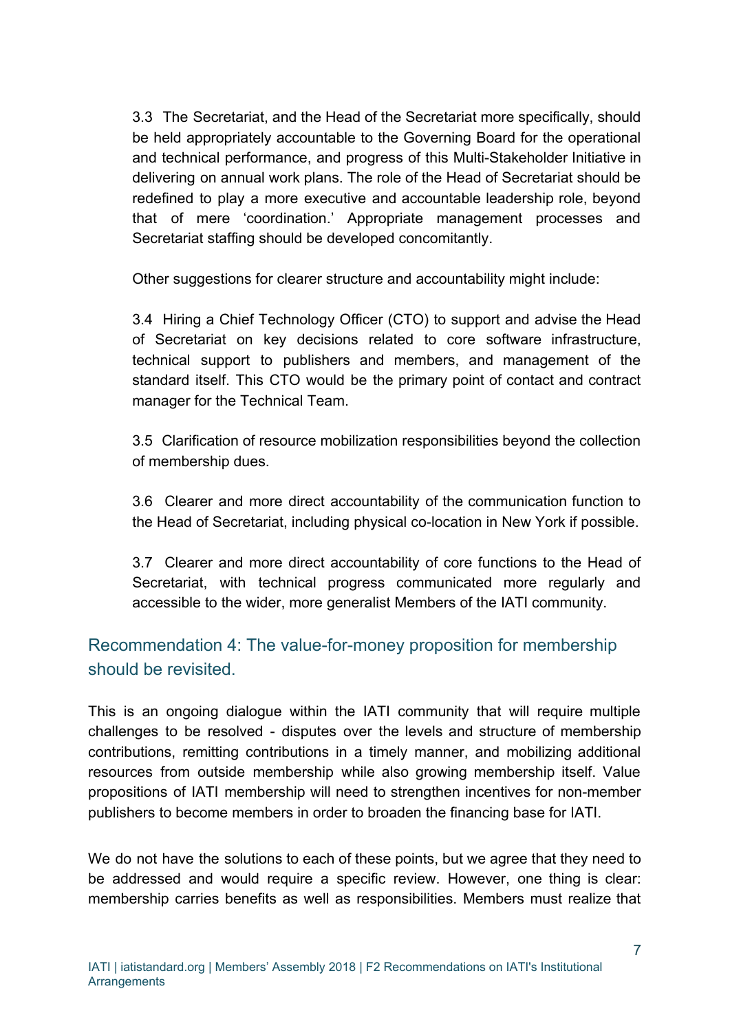3.3 The Secretariat, and the Head of the Secretariat more specifically, should be held appropriately accountable to the Governing Board for the operational and technical performance, and progress of this Multi-Stakeholder Initiative in delivering on annual work plans. The role of the Head of Secretariat should be redefined to play a more executive and accountable leadership role, beyond that of mere 'coordination.' Appropriate management processes and Secretariat staffing should be developed concomitantly.

Other suggestions for clearer structure and accountability might include:

3.4 Hiring a Chief Technology Officer (CTO) to support and advise the Head of Secretariat on key decisions related to core software infrastructure, technical support to publishers and members, and management of the standard itself. This CTO would be the primary point of contact and contract manager for the Technical Team.

3.5 Clarification of resource mobilization responsibilities beyond the collection of membership dues.

3.6 Clearer and more direct accountability of the communication function to the Head of Secretariat, including physical co-location in New York if possible.

3.7 Clearer and more direct accountability of core functions to the Head of Secretariat, with technical progress communicated more regularly and accessible to the wider, more generalist Members of the IATI community.

## Recommendation 4: The value-for-money proposition for membership should be revisited.

This is an ongoing dialogue within the IATI community that will require multiple challenges to be resolved - disputes over the levels and structure of membership contributions, remitting contributions in a timely manner, and mobilizing additional resources from outside membership while also growing membership itself. Value propositions of IATI membership will need to strengthen incentives for non-member publishers to become members in order to broaden the financing base for IATI.

We do not have the solutions to each of these points, but we agree that they need to be addressed and would require a specific review. However, one thing is clear: membership carries benefits as well as responsibilities. Members must realize that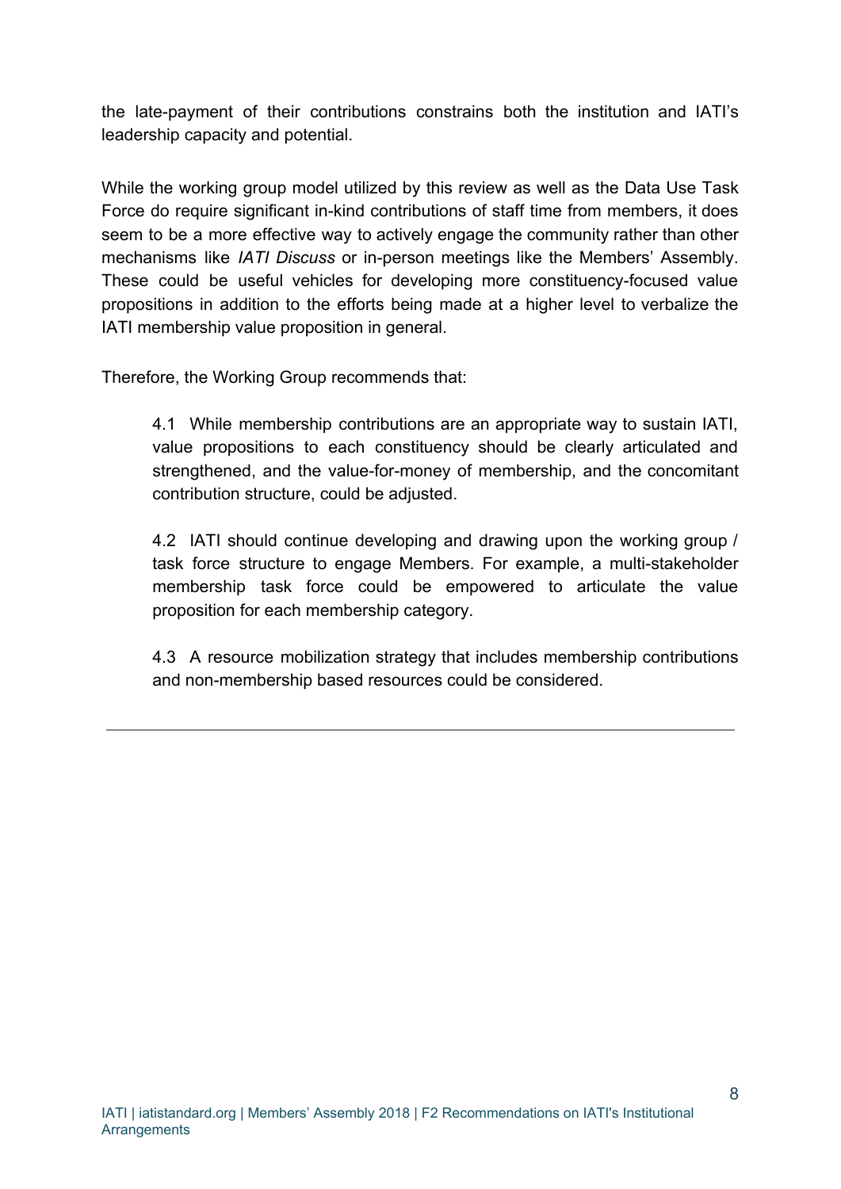the late-payment of their contributions constrains both the institution and IATI's leadership capacity and potential.

While the working group model utilized by this review as well as the Data Use Task Force do require significant in-kind contributions of staff time from members, it does seem to be a more effective way to actively engage the community rather than other mechanisms like *IATI Discuss* or in-person meetings like the Members' Assembly. These could be useful vehicles for developing more constituency-focused value propositions in addition to the efforts being made at a higher level to verbalize the IATI membership value proposition in general.

Therefore, the Working Group recommends that:

> 4.1 While membership contributions are an appropriate way to sustain IATI, value propositions to each constituency should be clearly articulated and strengthened, and the value-for-money of membership, and the concomitant contribution structure, could be adjusted.
>
> 4.2 IATI should continue developing and drawing upon the working group / task force structure to engage Members. For example, a multi-stakeholder membership task force could be empowered to articulate the value proposition for each membership category.
>
> 4.3 A resource mobilization strategy that includes membership contributions and non-membership based resources could be considered.

---